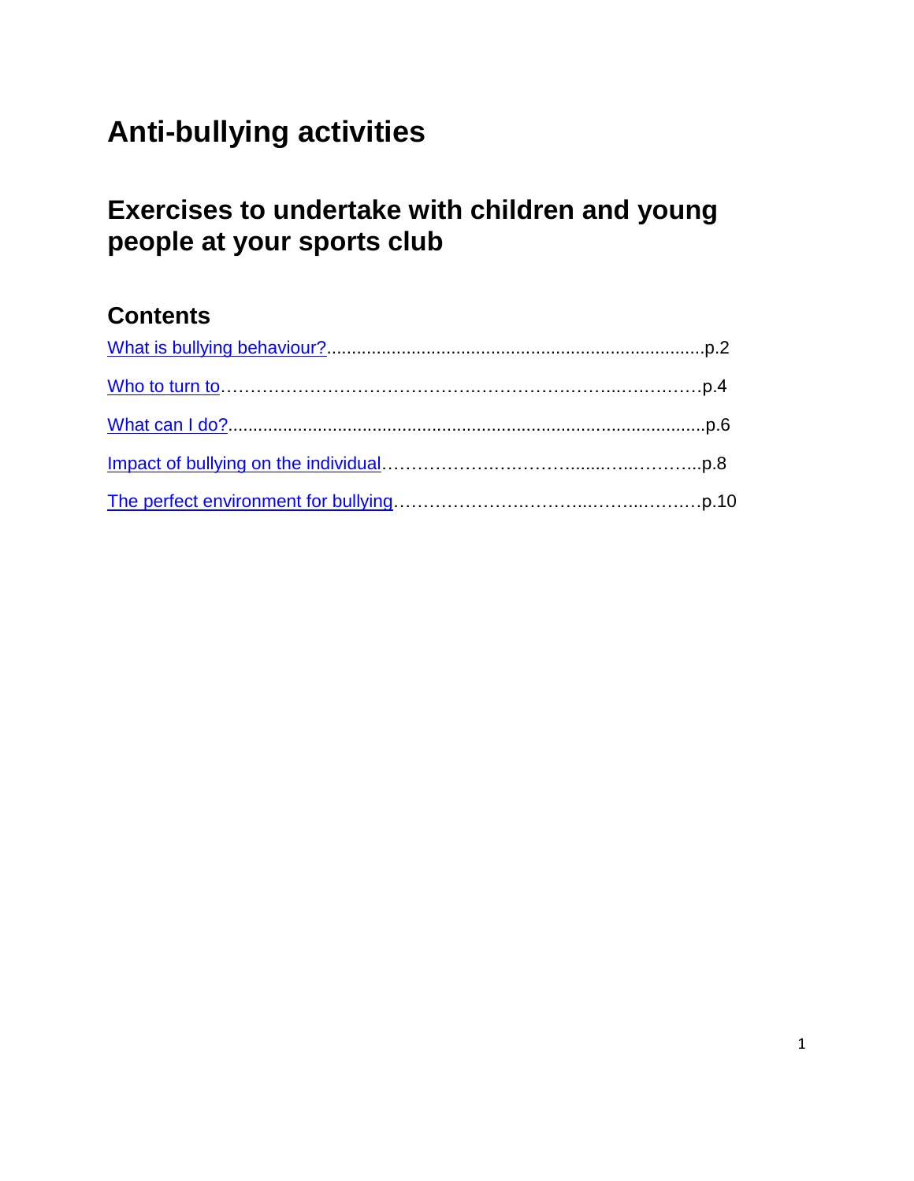# Anti-bullying activities

## Exercises to undertake with children and young people at your sports club

### Contents

What is bullying behaviour?..........p.2

Who to turn to..........p.4

What can I do?..........p.6

Impact of bullying on the individual..........p.8

The perfect environment for bullying..........p.10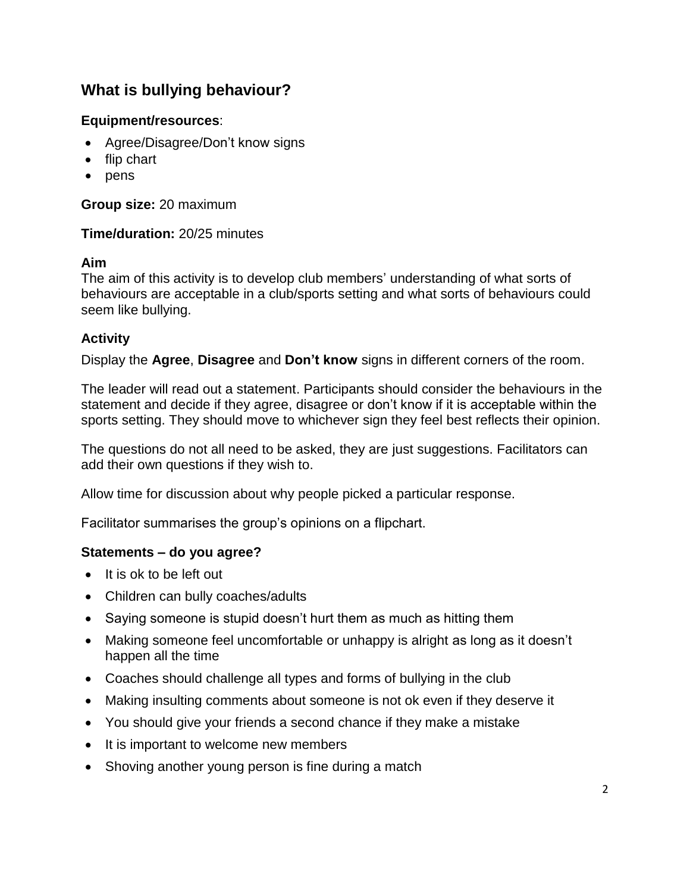## What is bullying behaviour?

**Equipment/resources**:

- Agree/Disagree/Don't know signs
- flip chart
- pens

**Group size:** 20 maximum

**Time/duration:** 20/25 minutes

**Aim**

The aim of this activity is to develop club members' understanding of what sorts of behaviours are acceptable in a club/sports setting and what sorts of behaviours could seem like bullying.

**Activity**

Display the **Agree**, **Disagree** and **Don't know** signs in different corners of the room.

The leader will read out a statement. Participants should consider the behaviours in the statement and decide if they agree, disagree or don't know if it is acceptable within the sports setting. They should move to whichever sign they feel best reflects their opinion.

The questions do not all need to be asked, they are just suggestions. Facilitators can add their own questions if they wish to.

Allow time for discussion about why people picked a particular response.

Facilitator summarises the group's opinions on a flipchart.

**Statements – do you agree?**

- It is ok to be left out
- Children can bully coaches/adults
- Saying someone is stupid doesn't hurt them as much as hitting them
- Making someone feel uncomfortable or unhappy is alright as long as it doesn't happen all the time
- Coaches should challenge all types and forms of bullying in the club
- Making insulting comments about someone is not ok even if they deserve it
- You should give your friends a second chance if they make a mistake
- It is important to welcome new members
- Shoving another young person is fine during a match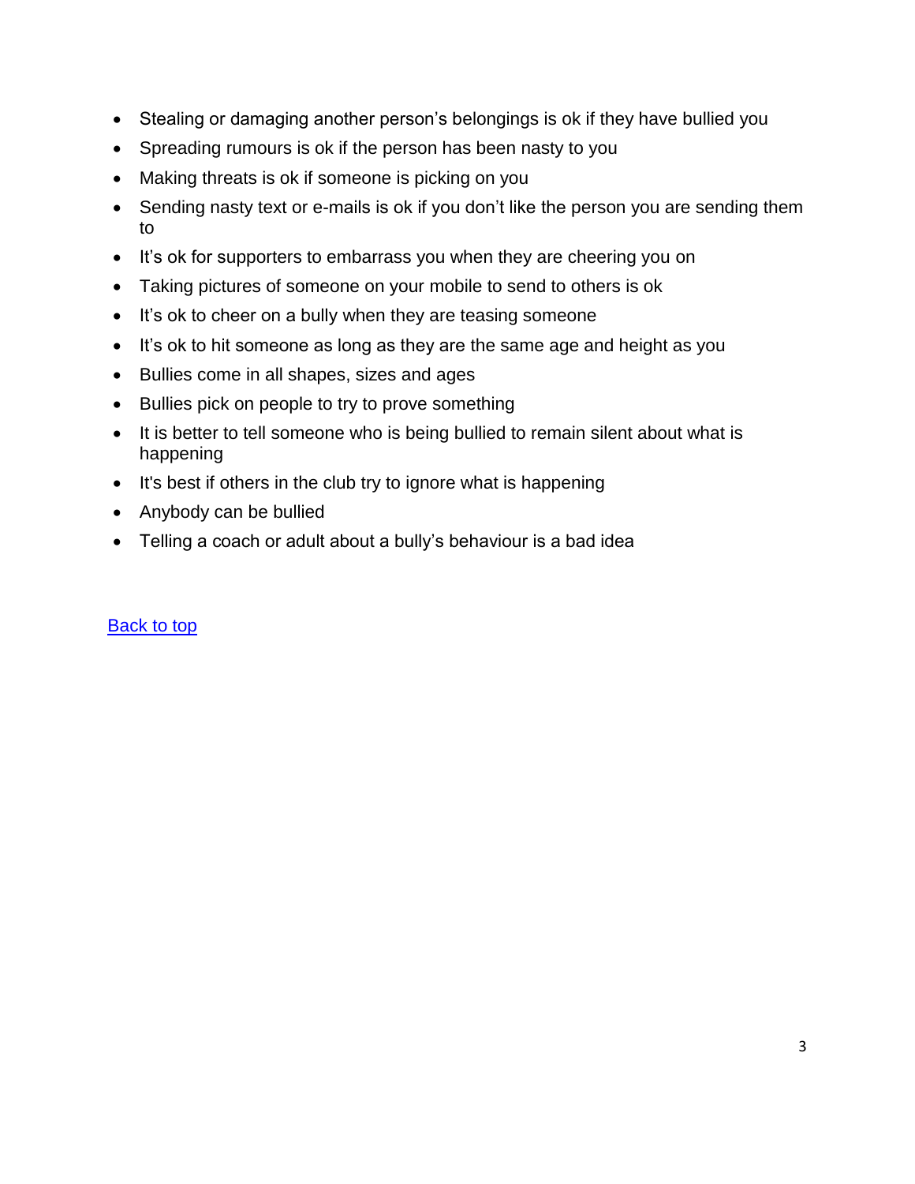- Stealing or damaging another person's belongings is ok if they have bullied you
- Spreading rumours is ok if the person has been nasty to you
- Making threats is ok if someone is picking on you
- Sending nasty text or e-mails is ok if you don't like the person you are sending them to
- It's ok for supporters to embarrass you when they are cheering you on
- Taking pictures of someone on your mobile to send to others is ok
- It's ok to cheer on a bully when they are teasing someone
- It's ok to hit someone as long as they are the same age and height as you
- Bullies come in all shapes, sizes and ages
- Bullies pick on people to try to prove something
- It is better to tell someone who is being bullied to remain silent about what is happening
- It's best if others in the club try to ignore what is happening
- Anybody can be bullied
- Telling a coach or adult about a bully's behaviour is a bad idea

Back to top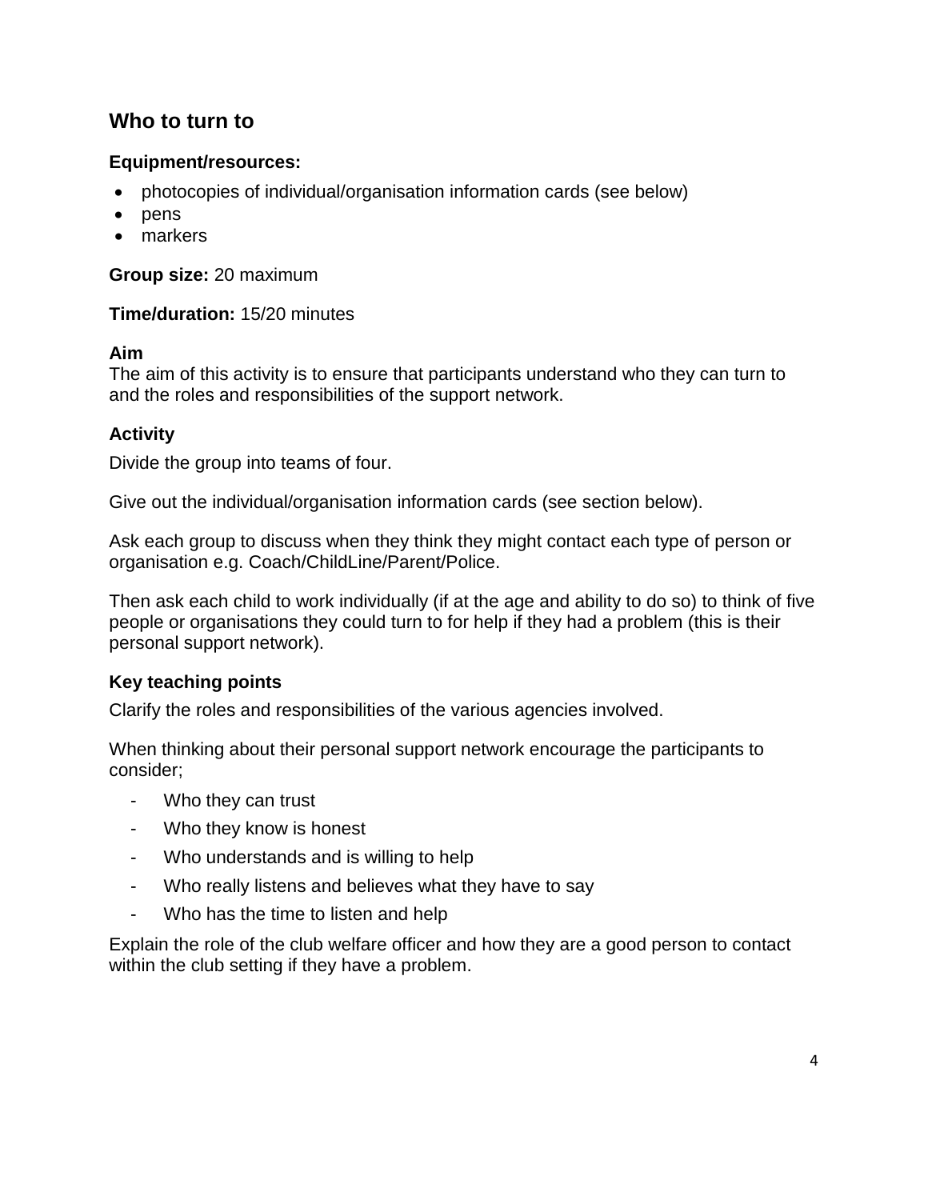## Who to turn to

**Equipment/resources:**

- photocopies of individual/organisation information cards (see below)
- pens
- markers

**Group size:** 20 maximum

**Time/duration:** 15/20 minutes

**Aim**

The aim of this activity is to ensure that participants understand who they can turn to and the roles and responsibilities of the support network.

**Activity**

Divide the group into teams of four.

Give out the individual/organisation information cards (see section below).

Ask each group to discuss when they think they might contact each type of person or organisation e.g. Coach/ChildLine/Parent/Police.

Then ask each child to work individually (if at the age and ability to do so) to think of five people or organisations they could turn to for help if they had a problem (this is their personal support network).

**Key teaching points**

Clarify the roles and responsibilities of the various agencies involved.

When thinking about their personal support network encourage the participants to consider;

- Who they can trust
- Who they know is honest
- Who understands and is willing to help
- Who really listens and believes what they have to say
- Who has the time to listen and help

Explain the role of the club welfare officer and how they are a good person to contact within the club setting if they have a problem.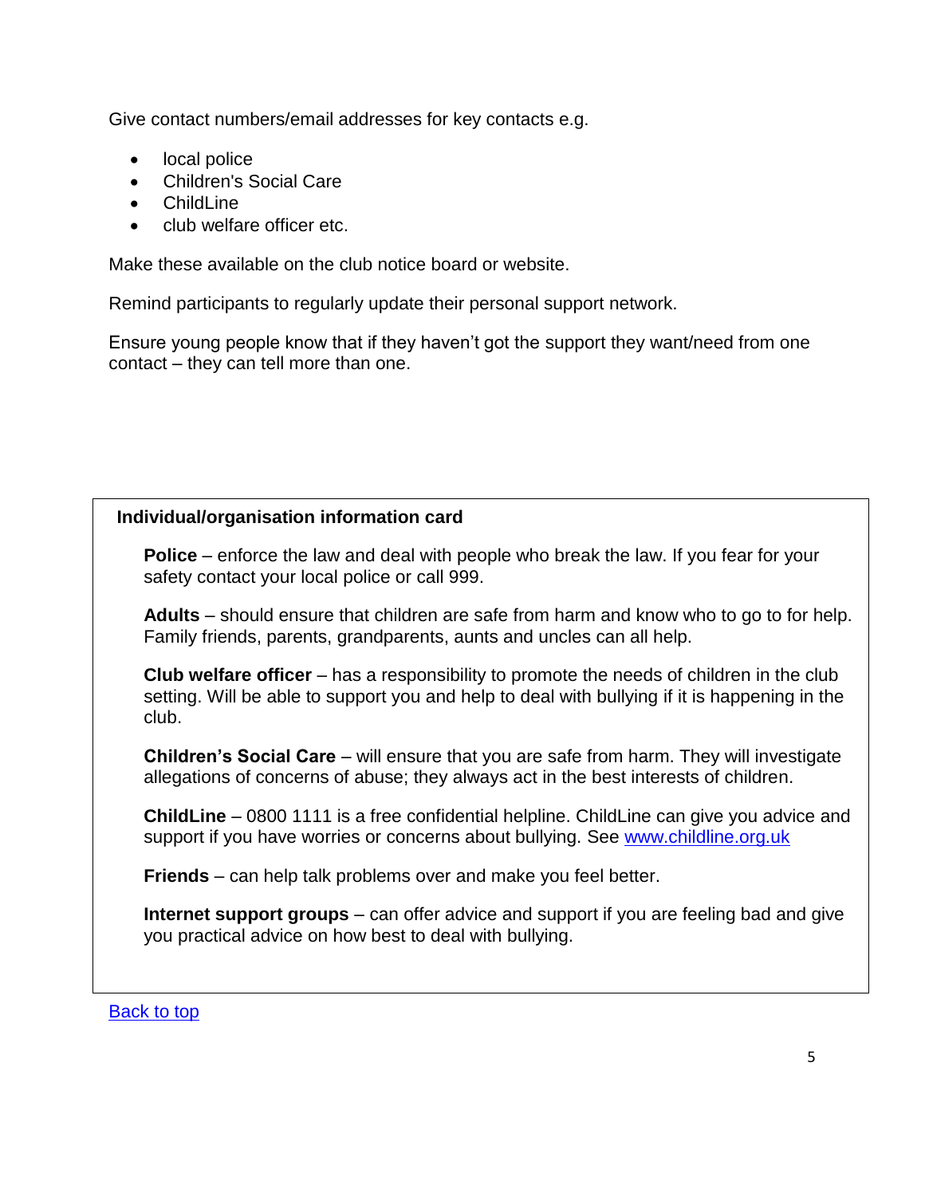Give contact numbers/email addresses for key contacts e.g.

- local police
- Children's Social Care
- ChildLine
- club welfare officer etc.

Make these available on the club notice board or website.

Remind participants to regularly update their personal support network.

Ensure young people know that if they haven't got the support they want/need from one contact – they can tell more than one.

**Individual/organisation information card**

**Police** – enforce the law and deal with people who break the law. If you fear for your safety contact your local police or call 999.

**Adults** – should ensure that children are safe from harm and know who to go to for help. Family friends, parents, grandparents, aunts and uncles can all help.

**Club welfare officer** – has a responsibility to promote the needs of children in the club setting. Will be able to support you and help to deal with bullying if it is happening in the club.

**Children's Social Care** – will ensure that you are safe from harm. They will investigate allegations of concerns of abuse; they always act in the best interests of children.

**ChildLine** – 0800 1111 is a free confidential helpline. ChildLine can give you advice and support if you have worries or concerns about bullying. See [www.childline.org.uk](http://www.childline.org.uk)

**Friends** – can help talk problems over and make you feel better.

**Internet support groups** – can offer advice and support if you are feeling bad and give you practical advice on how best to deal with bullying.

Back to top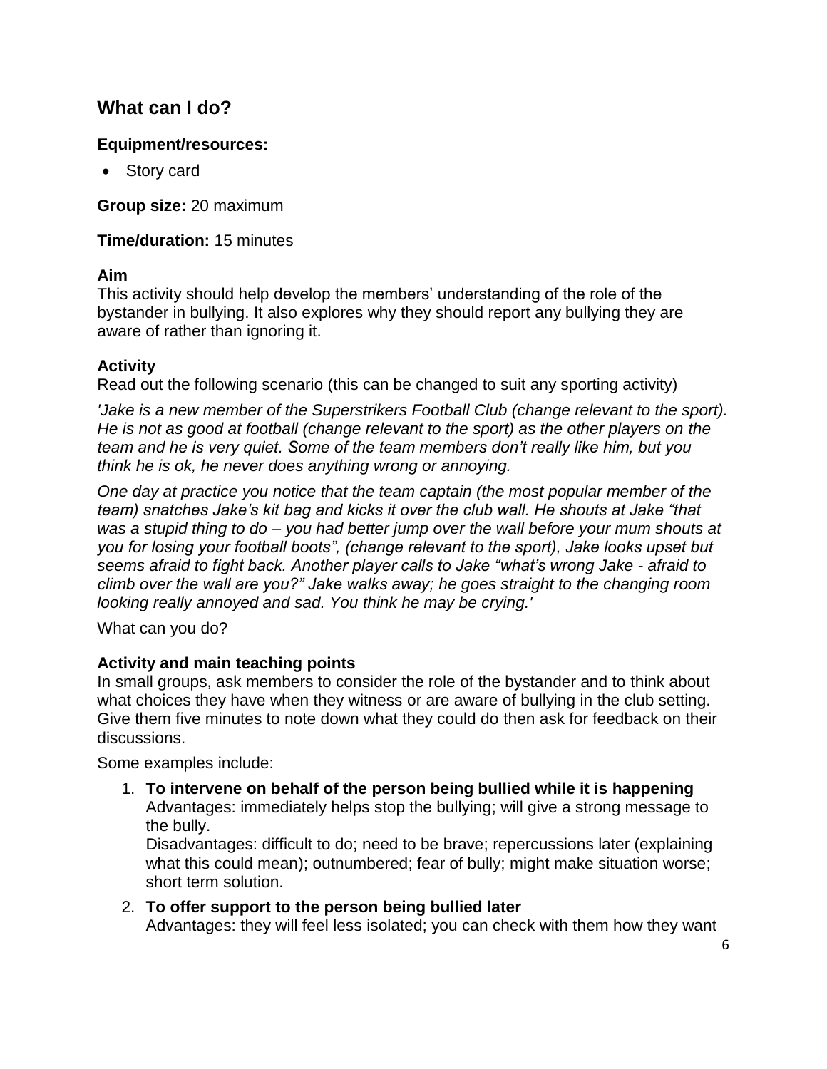## What can I do?

### Equipment/resources:

- Story card

**Group size:** 20 maximum

**Time/duration:** 15 minutes

### Aim

This activity should help develop the members' understanding of the role of the bystander in bullying. It also explores why they should report any bullying they are aware of rather than ignoring it.

### Activity

Read out the following scenario (this can be changed to suit any sporting activity)

*'Jake is a new member of the Superstrikers Football Club (change relevant to the sport). He is not as good at football (change relevant to the sport) as the other players on the team and he is very quiet. Some of the team members don't really like him, but you think he is ok, he never does anything wrong or annoying.*

*One day at practice you notice that the team captain (the most popular member of the team) snatches Jake's kit bag and kicks it over the club wall. He shouts at Jake "that was a stupid thing to do – you had better jump over the wall before your mum shouts at you for losing your football boots", (change relevant to the sport), Jake looks upset but seems afraid to fight back. Another player calls to Jake "what's wrong Jake - afraid to climb over the wall are you?" Jake walks away; he goes straight to the changing room looking really annoyed and sad. You think he may be crying.'*

What can you do?

### Activity and main teaching points

In small groups, ask members to consider the role of the bystander and to think about what choices they have when they witness or are aware of bullying in the club setting. Give them five minutes to note down what they could do then ask for feedback on their discussions.

Some examples include:

1. **To intervene on behalf of the person being bullied while it is happening**
   Advantages: immediately helps stop the bullying; will give a strong message to the bully.
   Disadvantages: difficult to do; need to be brave; repercussions later (explaining what this could mean); outnumbered; fear of bully; might make situation worse; short term solution.
2. **To offer support to the person being bullied later**
   Advantages: they will feel less isolated; you can check with them how they want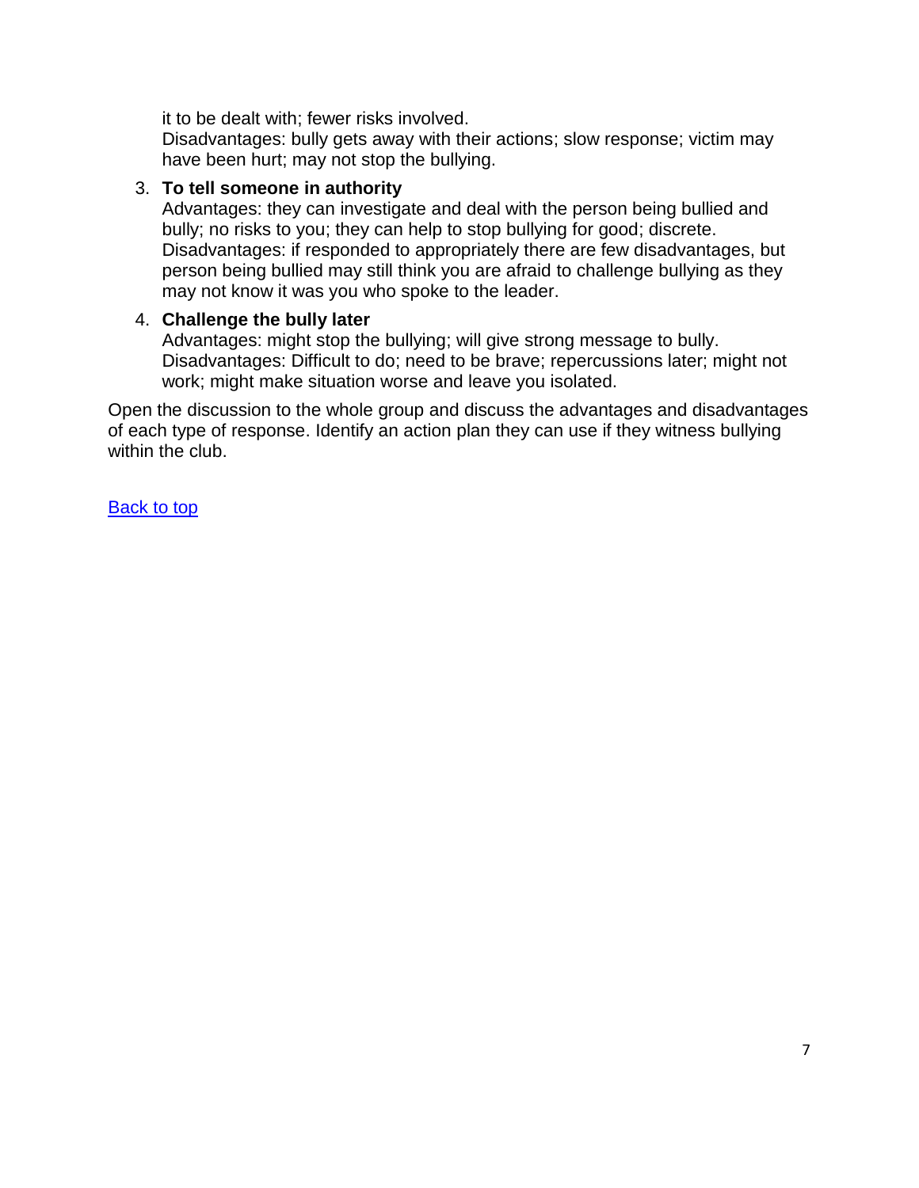it to be dealt with; fewer risks involved.
Disadvantages: bully gets away with their actions; slow response; victim may have been hurt; may not stop the bullying.

3. **To tell someone in authority**
   Advantages: they can investigate and deal with the person being bullied and bully; no risks to you; they can help to stop bullying for good; discrete.
   Disadvantages: if responded to appropriately there are few disadvantages, but person being bullied may still think you are afraid to challenge bullying as they may not know it was you who spoke to the leader.

4. **Challenge the bully later**
   Advantages: might stop the bullying; will give strong message to bully.
   Disadvantages: Difficult to do; need to be brave; repercussions later; might not work; might make situation worse and leave you isolated.

Open the discussion to the whole group and discuss the advantages and disadvantages of each type of response. Identify an action plan they can use if they witness bullying within the club.

Back to top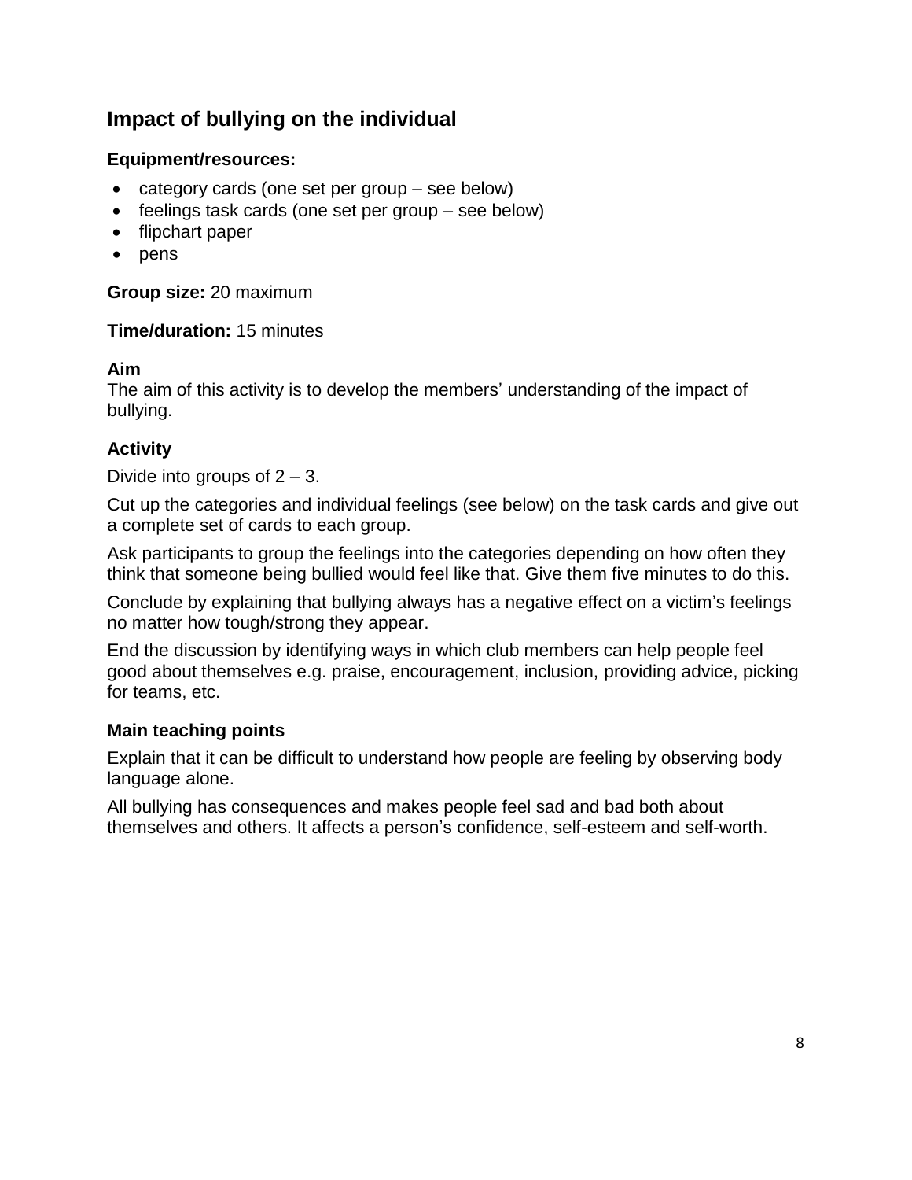## Impact of bullying on the individual

**Equipment/resources:**

- category cards (one set per group – see below)
- feelings task cards (one set per group – see below)
- flipchart paper
- pens

**Group size:** 20 maximum

**Time/duration:** 15 minutes

**Aim**

The aim of this activity is to develop the members' understanding of the impact of bullying.

**Activity**

Divide into groups of 2 – 3.

Cut up the categories and individual feelings (see below) on the task cards and give out a complete set of cards to each group.

Ask participants to group the feelings into the categories depending on how often they think that someone being bullied would feel like that. Give them five minutes to do this.

Conclude by explaining that bullying always has a negative effect on a victim's feelings no matter how tough/strong they appear.

End the discussion by identifying ways in which club members can help people feel good about themselves e.g. praise, encouragement, inclusion, providing advice, picking for teams, etc.

**Main teaching points**

Explain that it can be difficult to understand how people are feeling by observing body language alone.

All bullying has consequences and makes people feel sad and bad both about themselves and others. It affects a person's confidence, self-esteem and self-worth.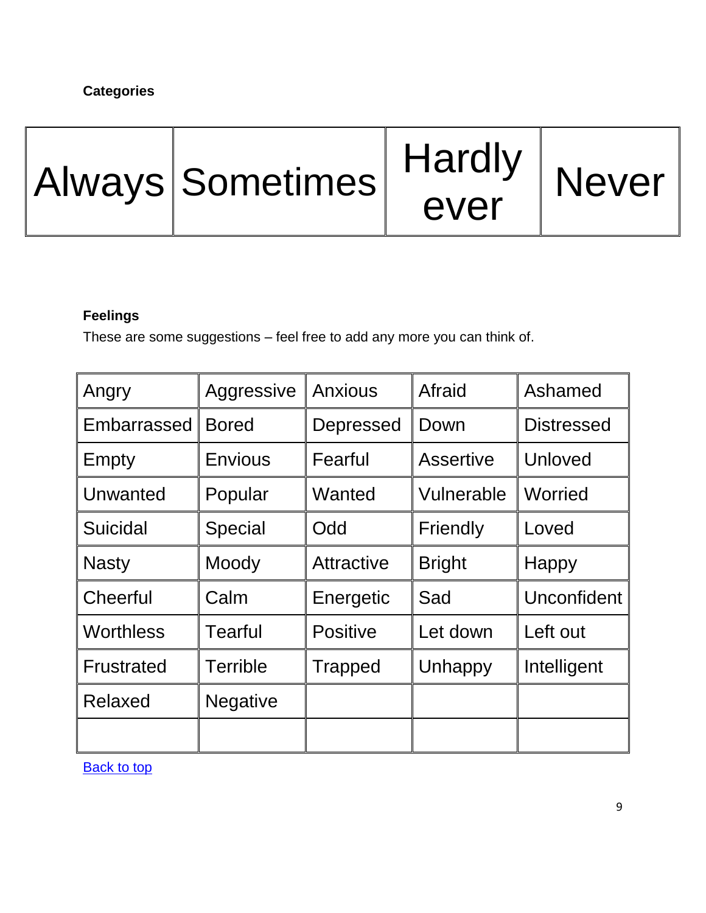**Categories**

| Always | Sometimes | Hardly ever | Never |
|---|---|---|---|

**Feelings**

These are some suggestions – feel free to add any more you can think of.

| Angry | Aggressive | Anxious | Afraid | Ashamed |
|---|---|---|---|---|
| Embarrassed | Bored | Depressed | Down | Distressed |
| Empty | Envious | Fearful | Assertive | Unloved |
| Unwanted | Popular | Wanted | Vulnerable | Worried |
| Suicidal | Special | Odd | Friendly | Loved |
| Nasty | Moody | Attractive | Bright | Happy |
| Cheerful | Calm | Energetic | Sad | Unconfident |
| Worthless | Tearful | Positive | Let down | Left out |
| Frustrated | Terrible | Trapped | Unhappy | Intelligent |
| Relaxed | Negative | | | |
| | | | | |

Back to top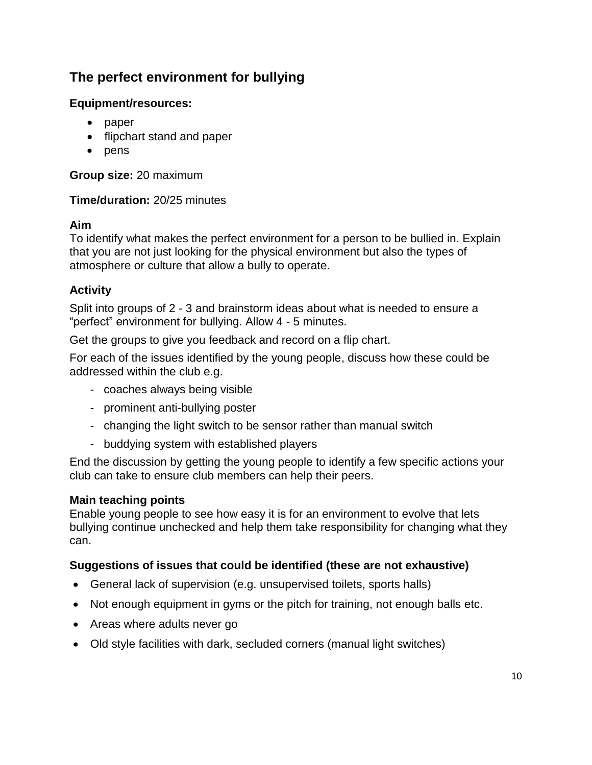## The perfect environment for bullying

**Equipment/resources:**

- paper
- flipchart stand and paper
- pens

**Group size:** 20 maximum

**Time/duration:** 20/25 minutes

**Aim**
To identify what makes the perfect environment for a person to be bullied in. Explain that you are not just looking for the physical environment but also the types of atmosphere or culture that allow a bully to operate.

**Activity**

Split into groups of 2 - 3 and brainstorm ideas about what is needed to ensure a "perfect" environment for bullying. Allow 4 - 5 minutes.

Get the groups to give you feedback and record on a flip chart.

For each of the issues identified by the young people, discuss how these could be addressed within the club e.g.

- coaches always being visible
- prominent anti-bullying poster
- changing the light switch to be sensor rather than manual switch
- buddying system with established players

End the discussion by getting the young people to identify a few specific actions your club can take to ensure club members can help their peers.

**Main teaching points**
Enable young people to see how easy it is for an environment to evolve that lets bullying continue unchecked and help them take responsibility for changing what they can.

**Suggestions of issues that could be identified (these are not exhaustive)**

- General lack of supervision (e.g. unsupervised toilets, sports halls)
- Not enough equipment in gyms or the pitch for training, not enough balls etc.
- Areas where adults never go
- Old style facilities with dark, secluded corners (manual light switches)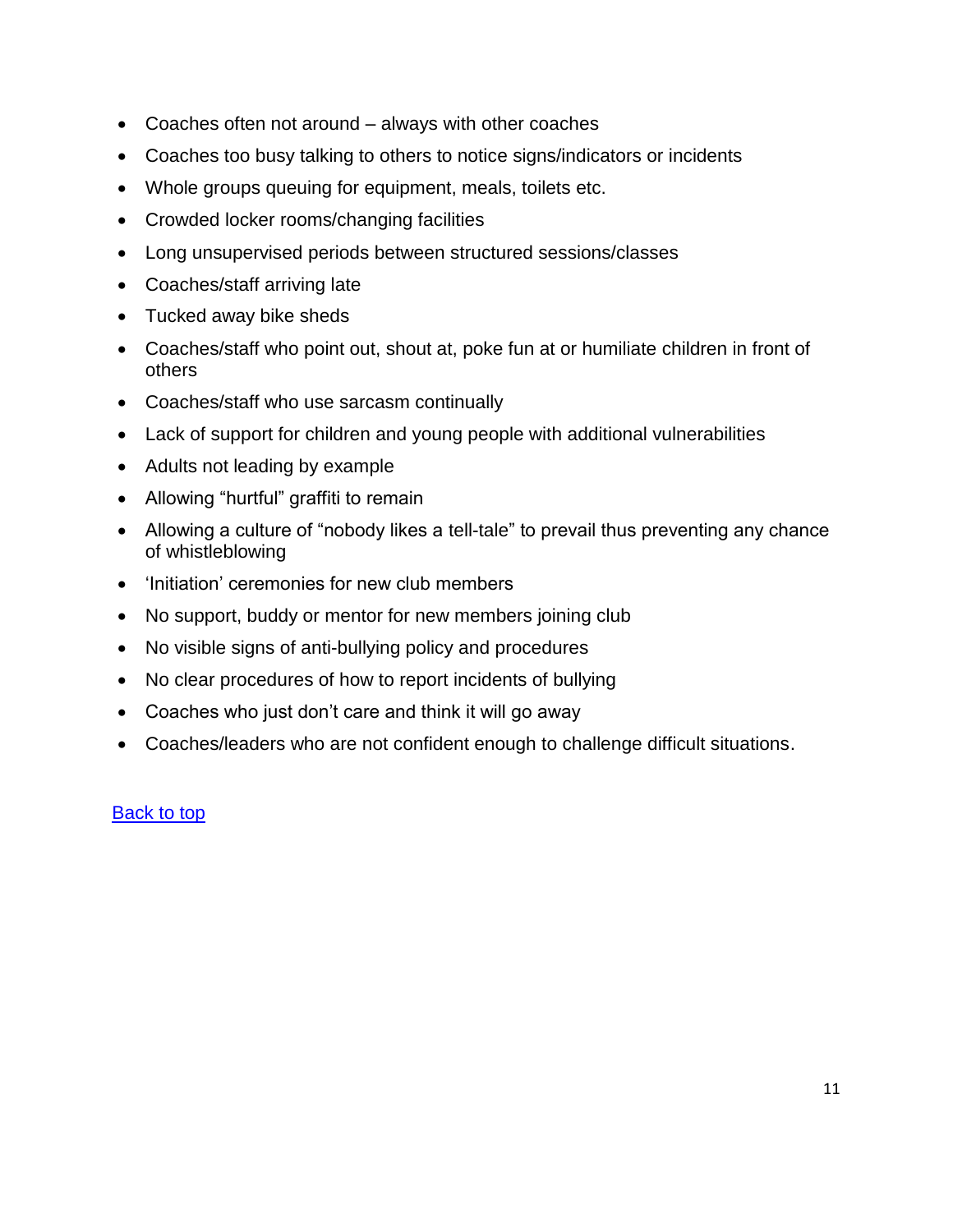- Coaches often not around – always with other coaches
- Coaches too busy talking to others to notice signs/indicators or incidents
- Whole groups queuing for equipment, meals, toilets etc.
- Crowded locker rooms/changing facilities
- Long unsupervised periods between structured sessions/classes
- Coaches/staff arriving late
- Tucked away bike sheds
- Coaches/staff who point out, shout at, poke fun at or humiliate children in front of others
- Coaches/staff who use sarcasm continually
- Lack of support for children and young people with additional vulnerabilities
- Adults not leading by example
- Allowing "hurtful" graffiti to remain
- Allowing a culture of "nobody likes a tell-tale" to prevail thus preventing any chance of whistleblowing
- 'Initiation' ceremonies for new club members
- No support, buddy or mentor for new members joining club
- No visible signs of anti-bullying policy and procedures
- No clear procedures of how to report incidents of bullying
- Coaches who just don't care and think it will go away
- Coaches/leaders who are not confident enough to challenge difficult situations.

Back to top